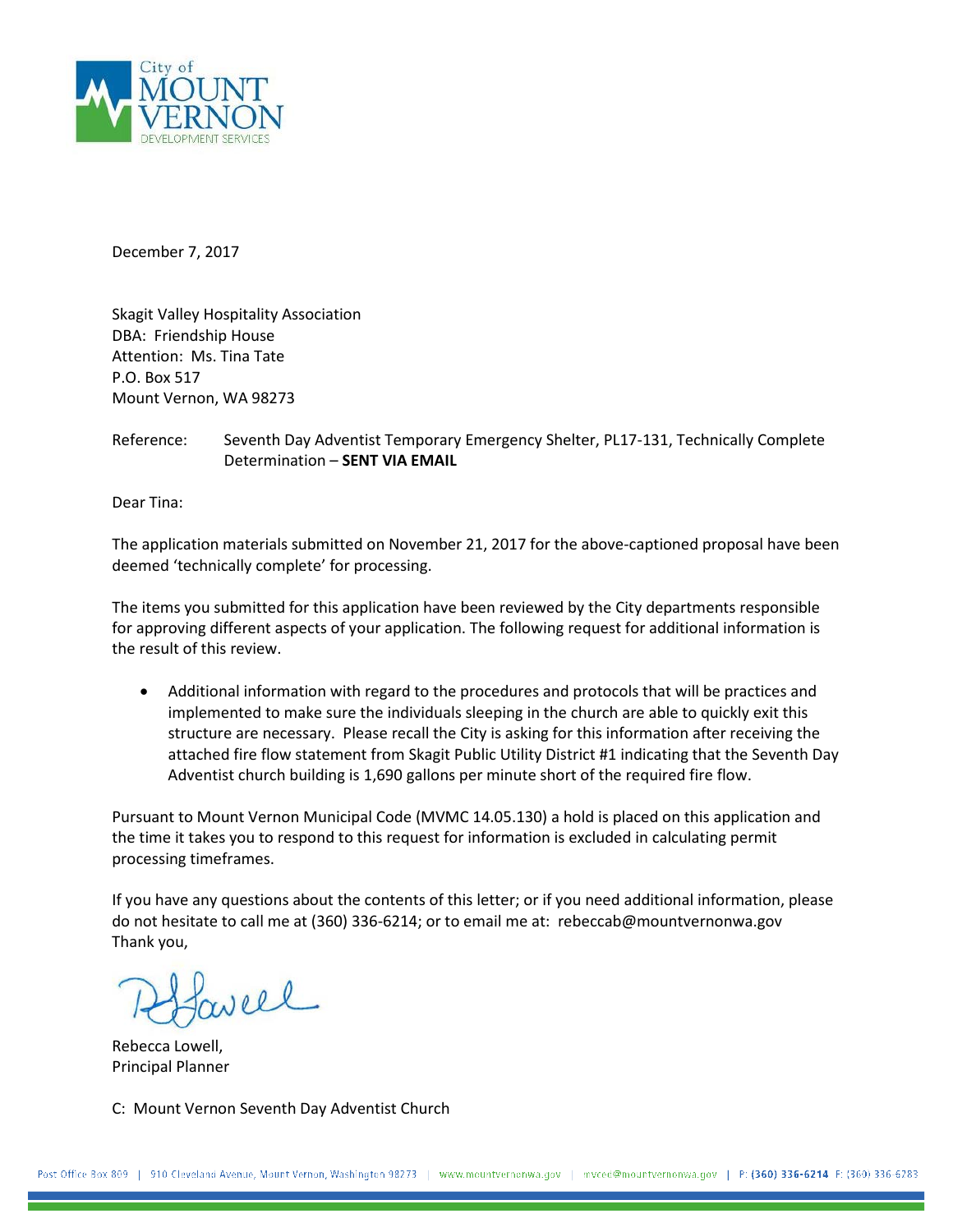City of MOUNT VERNON DEVELOPMENT SERVICES

December 7, 2017

Skagit Valley Hospitality Association
DBA: Friendship House
Attention: Ms. Tina Tate
P.O. Box 517
Mount Vernon, WA 98273

Reference: Seventh Day Adventist Temporary Emergency Shelter, PL17-131, Technically Complete Determination – **SENT VIA EMAIL**

Dear Tina:

The application materials submitted on November 21, 2017 for the above-captioned proposal have been deemed 'technically complete' for processing.

The items you submitted for this application have been reviewed by the City departments responsible for approving different aspects of your application. The following request for additional information is the result of this review.

- Additional information with regard to the procedures and protocols that will be practices and implemented to make sure the individuals sleeping in the church are able to quickly exit this structure are necessary. Please recall the City is asking for this information after receiving the attached fire flow statement from Skagit Public Utility District #1 indicating that the Seventh Day Adventist church building is 1,690 gallons per minute short of the required fire flow.

Pursuant to Mount Vernon Municipal Code (MVMC 14.05.130) a hold is placed on this application and the time it takes you to respond to this request for information is excluded in calculating permit processing timeframes.

If you have any questions about the contents of this letter; or if you need additional information, please do not hesitate to call me at (360) 336-6214; or to email me at: rebeccab@mountvernonwa.gov
Thank you,

Rebecca Lowell,
Principal Planner

C: Mount Vernon Seventh Day Adventist Church

Post Office Box 809 | 910 Cleveland Avenue, Mount Vernon, Washington 98273 | www.mountvernonwa.gov | mvced@mountvernonwa.gov | P: (360) 336-6214 F: (360) 336-6283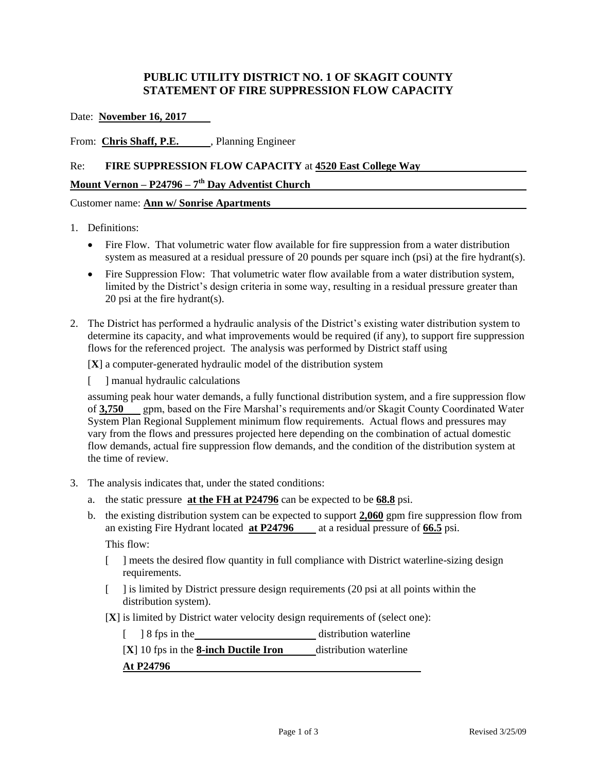# PUBLIC UTILITY DISTRICT NO. 1 OF SKAGIT COUNTY
# STATEMENT OF FIRE SUPPRESSION FLOW CAPACITY

Date: **November 16, 2017**

From: **Chris Shaff, P.E.**, Planning Engineer

Re: **FIRE SUPPRESSION FLOW CAPACITY** at **4520 East College Way**

**Mount Vernon – P24796 – 7th Day Adventist Church**

Customer name: **Ann w/ Sonrise Apartments**

1. Definitions:
   - Fire Flow. That volumetric water flow available for fire suppression from a water distribution system as measured at a residual pressure of 20 pounds per square inch (psi) at the fire hydrant(s).
   - Fire Suppression Flow: That volumetric water flow available from a water distribution system, limited by the District's design criteria in some way, resulting in a residual pressure greater than 20 psi at the fire hydrant(s).

2. The District has performed a hydraulic analysis of the District's existing water distribution system to determine its capacity, and what improvements would be required (if any), to support fire suppression flows for the referenced project. The analysis was performed by District staff using

   [**X**] a computer-generated hydraulic model of the distribution system

   [ ] manual hydraulic calculations

   assuming peak hour water demands, a fully functional distribution system, and a fire suppression flow of **3,750** gpm, based on the Fire Marshal's requirements and/or Skagit County Coordinated Water System Plan Regional Supplement minimum flow requirements. Actual flows and pressures may vary from the flows and pressures projected here depending on the combination of actual domestic flow demands, actual fire suppression flow demands, and the condition of the distribution system at the time of review.

3. The analysis indicates that, under the stated conditions:

   a. the static pressure **at the FH at P24796** can be expected to be **68.8** psi.

   b. the existing distribution system can be expected to support **2,060** gpm fire suppression flow from an existing Fire Hydrant located **at P24796** at a residual pressure of **66.5** psi.

      This flow:

      [ ] meets the desired flow quantity in full compliance with District waterline-sizing design requirements.

      [ ] is limited by District pressure design requirements (20 psi at all points within the distribution system).

      [**X**] is limited by District water velocity design requirements of (select one):

      [ ] 8 fps in the ______________________ distribution waterline

      [**X**] 10 fps in the **8-inch Ductile Iron** distribution waterline

      **At P24796**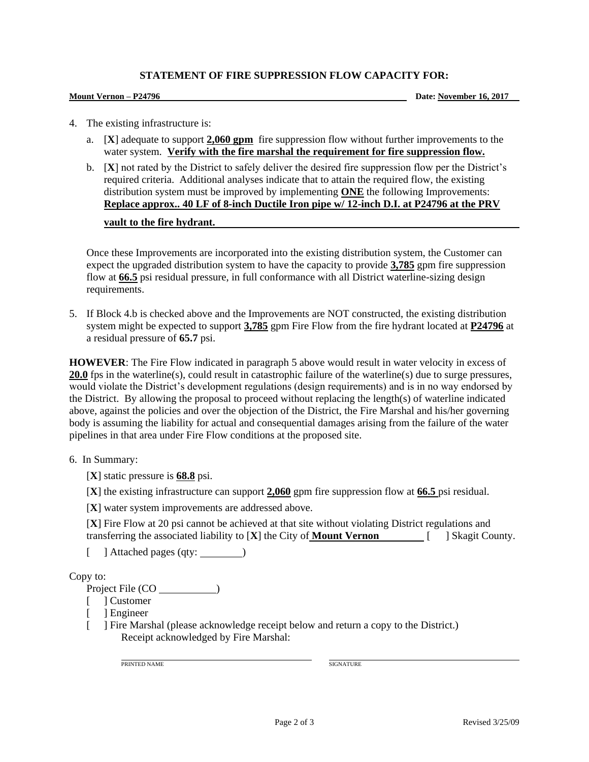**STATEMENT OF FIRE SUPPRESSION FLOW CAPACITY FOR:**

**Mount Vernon – P24796** **Date: November 16, 2017**

4. The existing infrastructure is:
   a. [**X**] adequate to support **2,060 gpm** fire suppression flow without further improvements to the water system. **Verify with the fire marshal the requirement for fire suppression flow.**
   b. [**X**] not rated by the District to safely deliver the desired fire suppression flow per the District's required criteria. Additional analyses indicate that to attain the required flow, the existing distribution system must be improved by implementing **ONE** the following Improvements: **Replace approx.. 40 LF of 8-inch Ductile Iron pipe w/ 12-inch D.I. at P24796 at the PRV vault to the fire hydrant.**

   Once these Improvements are incorporated into the existing distribution system, the Customer can expect the upgraded distribution system to have the capacity to provide **3,785** gpm fire suppression flow at **66.5** psi residual pressure, in full conformance with all District waterline-sizing design requirements.

5. If Block 4.b is checked above and the Improvements are NOT constructed, the existing distribution system might be expected to support **3,785** gpm Fire Flow from the fire hydrant located at **P24796** at a residual pressure of **65.7** psi.

**HOWEVER**: The Fire Flow indicated in paragraph 5 above would result in water velocity in excess of **20.0** fps in the waterline(s), could result in catastrophic failure of the waterline(s) due to surge pressures, would violate the District's development regulations (design requirements) and is in no way endorsed by the District. By allowing the proposal to proceed without replacing the length(s) of waterline indicated above, against the policies and over the objection of the District, the Fire Marshal and his/her governing body is assuming the liability for actual and consequential damages arising from the failure of the water pipelines in that area under Fire Flow conditions at the proposed site.

6. In Summary:

   [**X**] static pressure is **68.8** psi.

   [**X**] the existing infrastructure can support **2,060** gpm fire suppression flow at **66.5** psi residual.

   [**X**] water system improvements are addressed above.

   [**X**] Fire Flow at 20 psi cannot be achieved at that site without violating District regulations and transferring the associated liability to [**X**] the City of **Mount Vernon** [ ] Skagit County.

   [ ] Attached pages (qty: ________)

Copy to:

Project File (CO ________)

[ ] Customer

[ ] Engineer

[ ] Fire Marshal (please acknowledge receipt below and return a copy to the District.)
Receipt acknowledged by Fire Marshal:

PRINTED NAME ________________________ SIGNATURE ________________________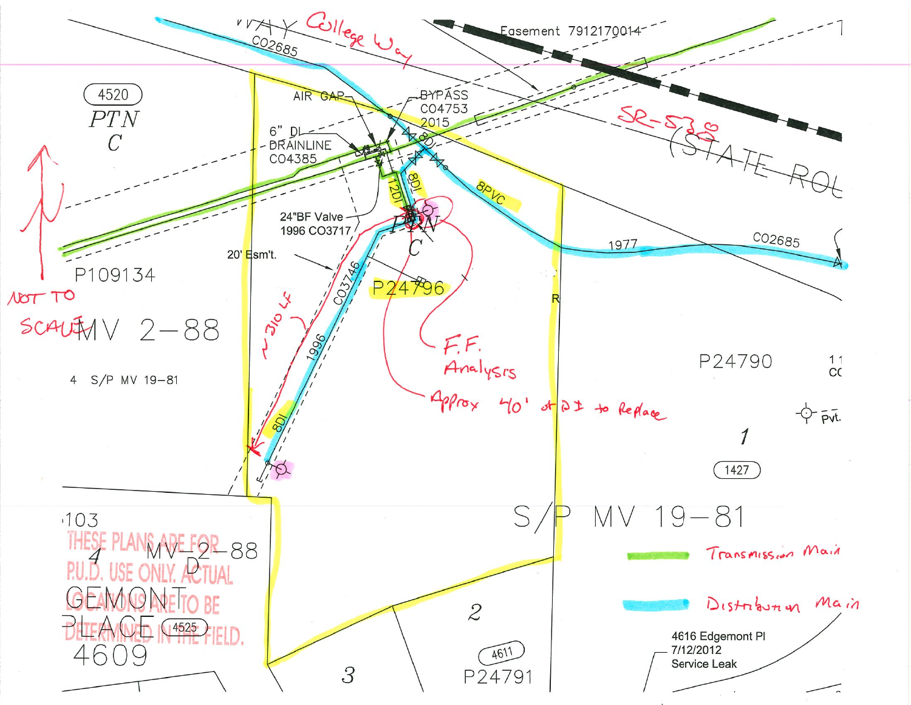College Way

WAY

CO2685

Easement 7912170014

4520

PTN C

AIR GAP

BYPASS
CO4753
2015

6" DI
DRAINLINE
CO4385

8DI

SR-538

(STATE ROU

8PVC

12DI

8DI

24"BF Valve
1996 CO3717

PTN C

1977

CO2685

20' Esm't.

P109134

NOT TO SCALE

MV 2-88

~310 LF

CO3746

1996

P24796

F.F. Analysis

Approx 40' of DI to Replace

4 S/P MV 19-81

P24790

R

Pvt.

1

1427

8DI

103

4

MV 2-88

D

GEMONT

PLACE

4525

4609

THESE PLANS ARE FOR P.U.D. USE ONLY. ACTUAL LOCATIONS ARE TO BE DETERMINED IN THE FIELD.

S/P MV 19-81

Transmission Main

Distribution Main

2

3

4611

P24791

4616 Edgemont Pl
7/12/2012
Service Leak